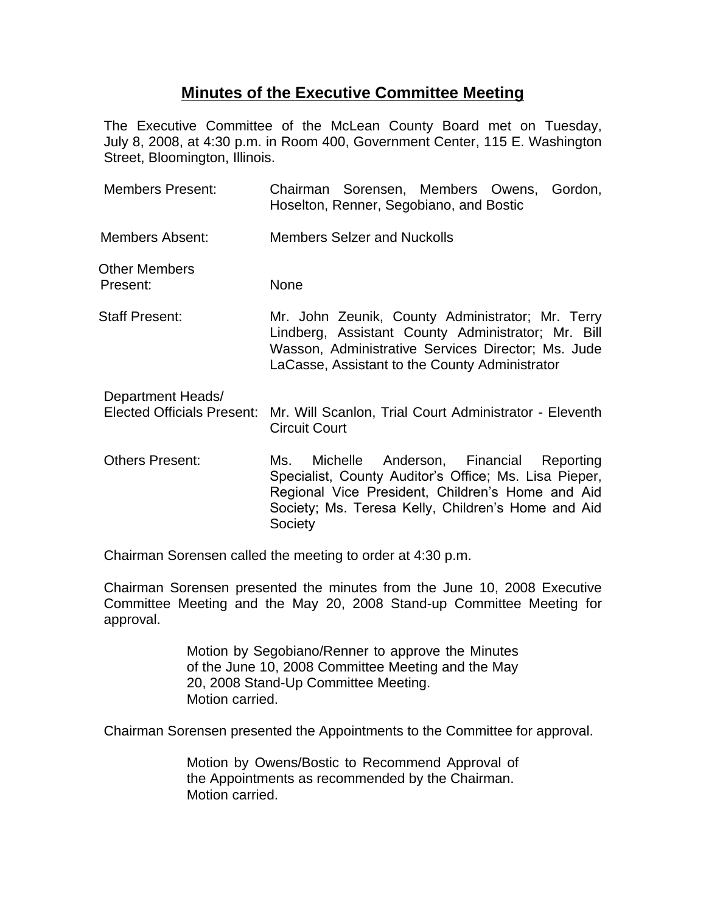# Minutes of the Executive Committee Meeting

The Executive Committee of the McLean County Board met on Tuesday, July 8, 2008, at 4:30 p.m. in Room 400, Government Center, 115 E. Washington Street, Bloomington, Illinois.

| | |
|---|---|
| Members Present: | Chairman Sorensen, Members Owens, Gordon, Hoselton, Renner, Segobiano, and Bostic |
| Members Absent: | Members Selzer and Nuckolls |
| Other Members Present: | None |
| Staff Present: | Mr. John Zeunik, County Administrator; Mr. Terry Lindberg, Assistant County Administrator; Mr. Bill Wasson, Administrative Services Director; Ms. Jude LaCasse, Assistant to the County Administrator |
| Department Heads/ Elected Officials Present: | Mr. Will Scanlon, Trial Court Administrator - Eleventh Circuit Court |
| Others Present: | Ms. Michelle Anderson, Financial Reporting Specialist, County Auditor's Office; Ms. Lisa Pieper, Regional Vice President, Children's Home and Aid Society; Ms. Teresa Kelly, Children's Home and Aid Society |

Chairman Sorensen called the meeting to order at 4:30 p.m.

Chairman Sorensen presented the minutes from the June 10, 2008 Executive Committee Meeting and the May 20, 2008 Stand-up Committee Meeting for approval.

> Motion by Segobiano/Renner to approve the Minutes of the June 10, 2008 Committee Meeting and the May 20, 2008 Stand-Up Committee Meeting.
> Motion carried.

Chairman Sorensen presented the Appointments to the Committee for approval.

> Motion by Owens/Bostic to Recommend Approval of the Appointments as recommended by the Chairman.
> Motion carried.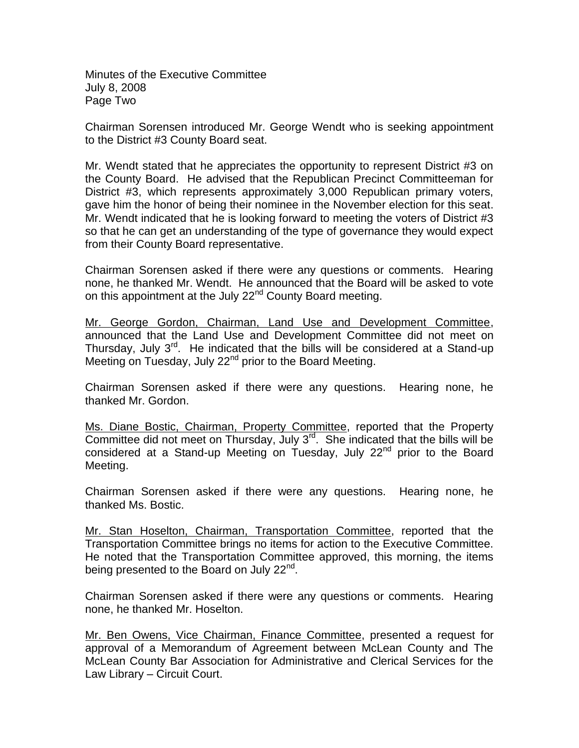Chairman Sorensen introduced Mr. George Wendt who is seeking appointment to the District #3 County Board seat.

Mr. Wendt stated that he appreciates the opportunity to represent District #3 on the County Board. He advised that the Republican Precinct Committeeman for District #3, which represents approximately 3,000 Republican primary voters, gave him the honor of being their nominee in the November election for this seat. Mr. Wendt indicated that he is looking forward to meeting the voters of District #3 so that he can get an understanding of the type of governance they would expect from their County Board representative.

Chairman Sorensen asked if there were any questions or comments. Hearing none, he thanked Mr. Wendt. He announced that the Board will be asked to vote on this appointment at the July 22nd County Board meeting.

<u>Mr. George Gordon, Chairman, Land Use and Development Committee</u>, announced that the Land Use and Development Committee did not meet on Thursday, July 3rd. He indicated that the bills will be considered at a Stand-up Meeting on Tuesday, July 22nd prior to the Board Meeting.

Chairman Sorensen asked if there were any questions. Hearing none, he thanked Mr. Gordon.

<u>Ms. Diane Bostic, Chairman, Property Committee</u>, reported that the Property Committee did not meet on Thursday, July 3rd. She indicated that the bills will be considered at a Stand-up Meeting on Tuesday, July 22nd prior to the Board Meeting.

Chairman Sorensen asked if there were any questions. Hearing none, he thanked Ms. Bostic.

<u>Mr. Stan Hoselton, Chairman, Transportation Committee</u>, reported that the Transportation Committee brings no items for action to the Executive Committee. He noted that the Transportation Committee approved, this morning, the items being presented to the Board on July 22nd.

Chairman Sorensen asked if there were any questions or comments. Hearing none, he thanked Mr. Hoselton.

<u>Mr. Ben Owens, Vice Chairman, Finance Committee</u>, presented a request for approval of a Memorandum of Agreement between McLean County and The McLean County Bar Association for Administrative and Clerical Services for the Law Library – Circuit Court.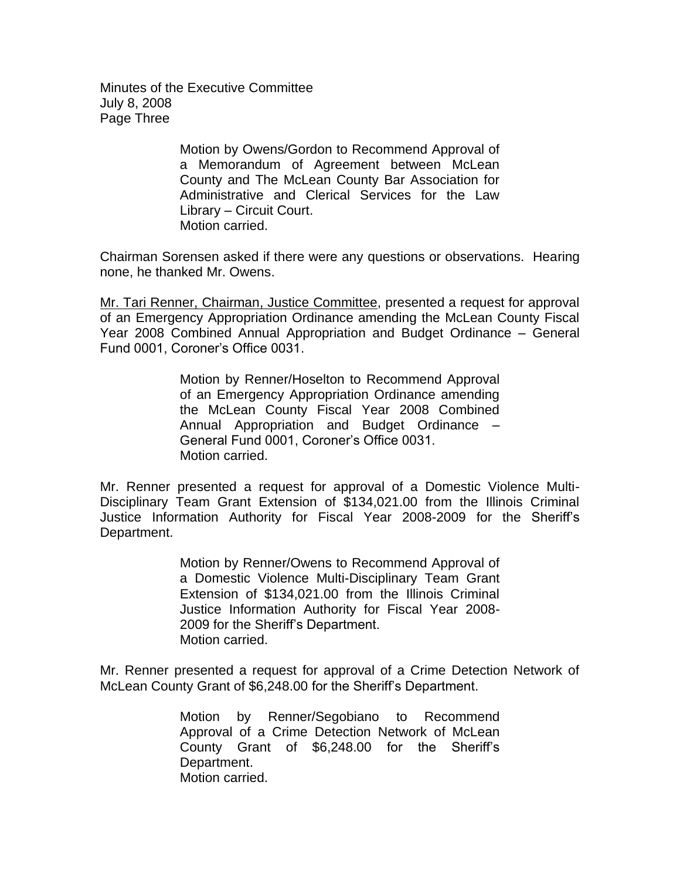> Motion by Owens/Gordon to Recommend Approval of a Memorandum of Agreement between McLean County and The McLean County Bar Association for Administrative and Clerical Services for the Law Library – Circuit Court.
> Motion carried.

Chairman Sorensen asked if there were any questions or observations. Hearing none, he thanked Mr. Owens.

Mr. Tari Renner, Chairman, Justice Committee, presented a request for approval of an Emergency Appropriation Ordinance amending the McLean County Fiscal Year 2008 Combined Annual Appropriation and Budget Ordinance – General Fund 0001, Coroner's Office 0031.

> Motion by Renner/Hoselton to Recommend Approval of an Emergency Appropriation Ordinance amending the McLean County Fiscal Year 2008 Combined Annual Appropriation and Budget Ordinance – General Fund 0001, Coroner's Office 0031.
> Motion carried.

Mr. Renner presented a request for approval of a Domestic Violence Multi-Disciplinary Team Grant Extension of $134,021.00 from the Illinois Criminal Justice Information Authority for Fiscal Year 2008-2009 for the Sheriff's Department.

> Motion by Renner/Owens to Recommend Approval of a Domestic Violence Multi-Disciplinary Team Grant Extension of $134,021.00 from the Illinois Criminal Justice Information Authority for Fiscal Year 2008-2009 for the Sheriff's Department.
> Motion carried.

Mr. Renner presented a request for approval of a Crime Detection Network of McLean County Grant of $6,248.00 for the Sheriff's Department.

> Motion by Renner/Segobiano to Recommend Approval of a Crime Detection Network of McLean County Grant of $6,248.00 for the Sheriff's Department.
> Motion carried.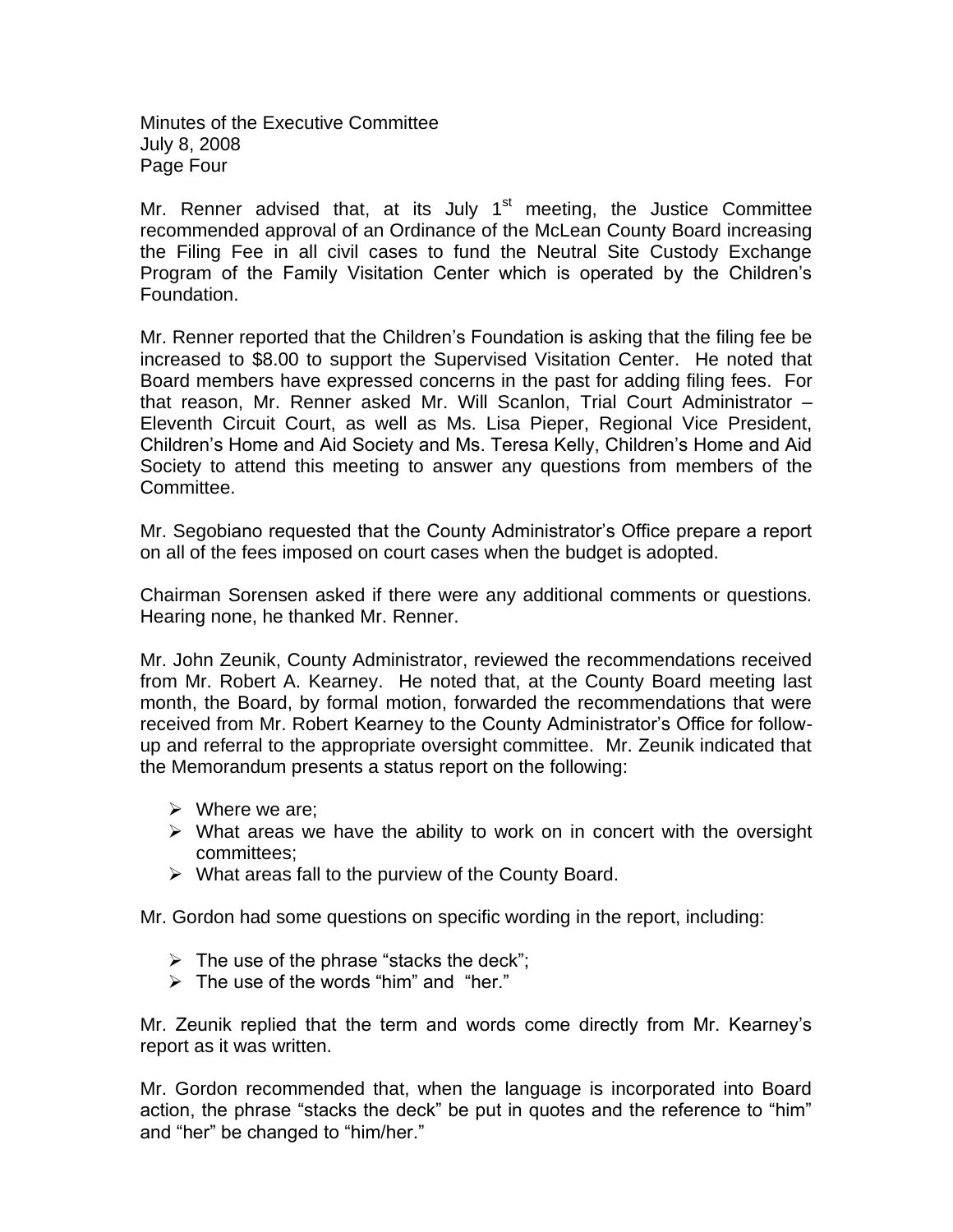Mr. Renner advised that, at its July 1st meeting, the Justice Committee recommended approval of an Ordinance of the McLean County Board increasing the Filing Fee in all civil cases to fund the Neutral Site Custody Exchange Program of the Family Visitation Center which is operated by the Children's Foundation.

Mr. Renner reported that the Children's Foundation is asking that the filing fee be increased to $8.00 to support the Supervised Visitation Center. He noted that Board members have expressed concerns in the past for adding filing fees. For that reason, Mr. Renner asked Mr. Will Scanlon, Trial Court Administrator – Eleventh Circuit Court, as well as Ms. Lisa Pieper, Regional Vice President, Children's Home and Aid Society and Ms. Teresa Kelly, Children's Home and Aid Society to attend this meeting to answer any questions from members of the Committee.

Mr. Segobiano requested that the County Administrator's Office prepare a report on all of the fees imposed on court cases when the budget is adopted.

Chairman Sorensen asked if there were any additional comments or questions. Hearing none, he thanked Mr. Renner.

Mr. John Zeunik, County Administrator, reviewed the recommendations received from Mr. Robert A. Kearney. He noted that, at the County Board meeting last month, the Board, by formal motion, forwarded the recommendations that were received from Mr. Robert Kearney to the County Administrator's Office for follow-up and referral to the appropriate oversight committee. Mr. Zeunik indicated that the Memorandum presents a status report on the following:

- Where we are;
- What areas we have the ability to work on in concert with the oversight committees;
- What areas fall to the purview of the County Board.

Mr. Gordon had some questions on specific wording in the report, including:

- The use of the phrase "stacks the deck";
- The use of the words "him" and "her."

Mr. Zeunik replied that the term and words come directly from Mr. Kearney's report as it was written.

Mr. Gordon recommended that, when the language is incorporated into Board action, the phrase "stacks the deck" be put in quotes and the reference to "him" and "her" be changed to "him/her."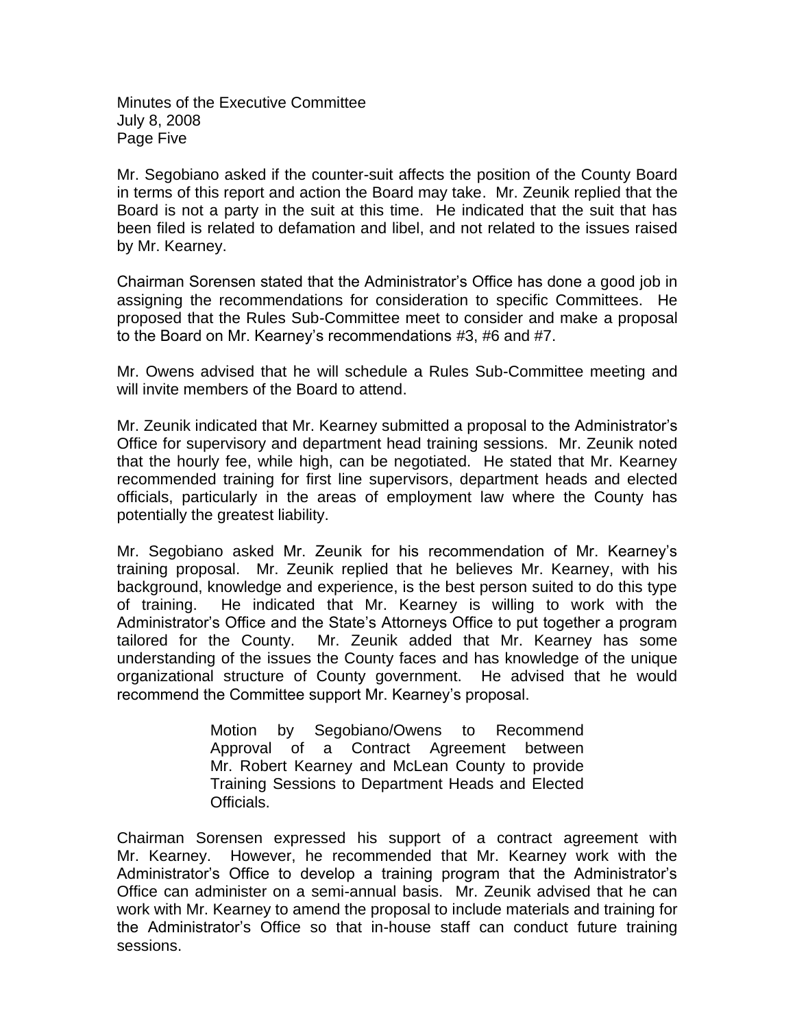Mr. Segobiano asked if the counter-suit affects the position of the County Board in terms of this report and action the Board may take. Mr. Zeunik replied that the Board is not a party in the suit at this time. He indicated that the suit that has been filed is related to defamation and libel, and not related to the issues raised by Mr. Kearney.

Chairman Sorensen stated that the Administrator's Office has done a good job in assigning the recommendations for consideration to specific Committees. He proposed that the Rules Sub-Committee meet to consider and make a proposal to the Board on Mr. Kearney's recommendations #3, #6 and #7.

Mr. Owens advised that he will schedule a Rules Sub-Committee meeting and will invite members of the Board to attend.

Mr. Zeunik indicated that Mr. Kearney submitted a proposal to the Administrator's Office for supervisory and department head training sessions. Mr. Zeunik noted that the hourly fee, while high, can be negotiated. He stated that Mr. Kearney recommended training for first line supervisors, department heads and elected officials, particularly in the areas of employment law where the County has potentially the greatest liability.

Mr. Segobiano asked Mr. Zeunik for his recommendation of Mr. Kearney's training proposal. Mr. Zeunik replied that he believes Mr. Kearney, with his background, knowledge and experience, is the best person suited to do this type of training. He indicated that Mr. Kearney is willing to work with the Administrator's Office and the State's Attorneys Office to put together a program tailored for the County. Mr. Zeunik added that Mr. Kearney has some understanding of the issues the County faces and has knowledge of the unique organizational structure of County government. He advised that he would recommend the Committee support Mr. Kearney's proposal.

> Motion by Segobiano/Owens to Recommend Approval of a Contract Agreement between Mr. Robert Kearney and McLean County to provide Training Sessions to Department Heads and Elected Officials.

Chairman Sorensen expressed his support of a contract agreement with Mr. Kearney. However, he recommended that Mr. Kearney work with the Administrator's Office to develop a training program that the Administrator's Office can administer on a semi-annual basis. Mr. Zeunik advised that he can work with Mr. Kearney to amend the proposal to include materials and training for the Administrator's Office so that in-house staff can conduct future training sessions.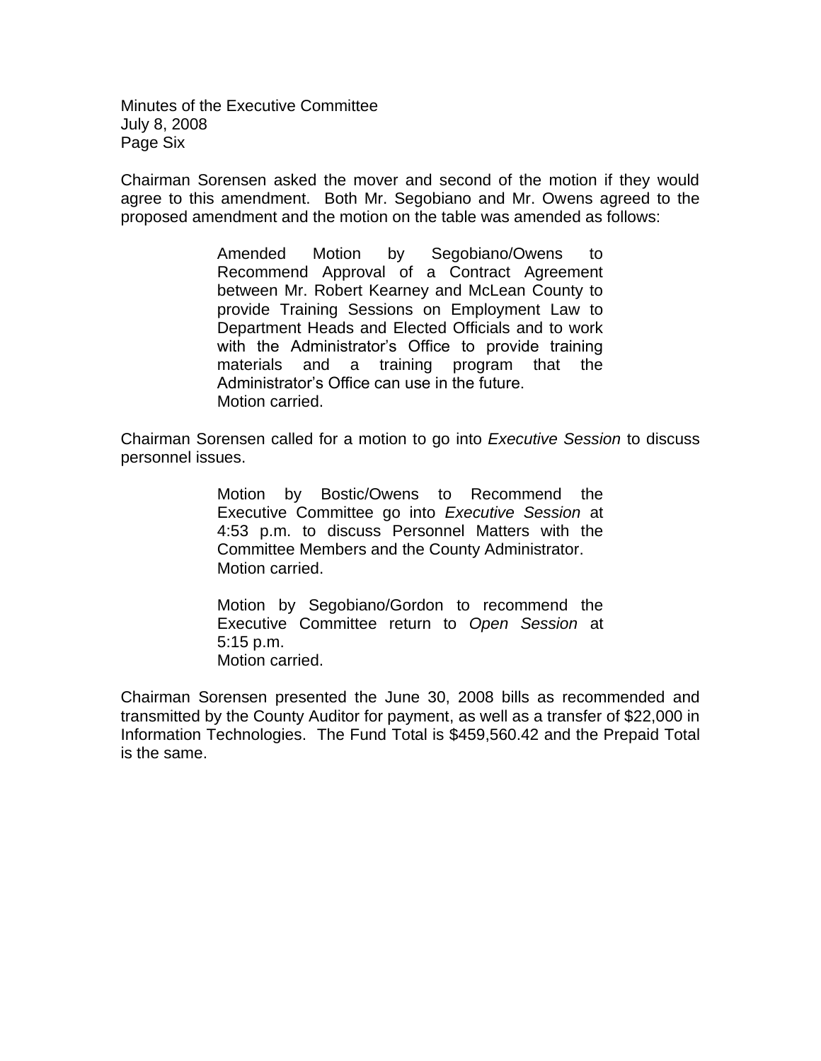Chairman Sorensen asked the mover and second of the motion if they would agree to this amendment. Both Mr. Segobiano and Mr. Owens agreed to the proposed amendment and the motion on the table was amended as follows:

> Amended Motion by Segobiano/Owens to Recommend Approval of a Contract Agreement between Mr. Robert Kearney and McLean County to provide Training Sessions on Employment Law to Department Heads and Elected Officials and to work with the Administrator's Office to provide training materials and a training program that the Administrator's Office can use in the future.
> Motion carried.

Chairman Sorensen called for a motion to go into *Executive Session* to discuss personnel issues.

> Motion by Bostic/Owens to Recommend the Executive Committee go into *Executive Session* at 4:53 p.m. to discuss Personnel Matters with the Committee Members and the County Administrator.
> Motion carried.
>
> Motion by Segobiano/Gordon to recommend the Executive Committee return to *Open Session* at 5:15 p.m.
> Motion carried.

Chairman Sorensen presented the June 30, 2008 bills as recommended and transmitted by the County Auditor for payment, as well as a transfer of $22,000 in Information Technologies. The Fund Total is $459,560.42 and the Prepaid Total is the same.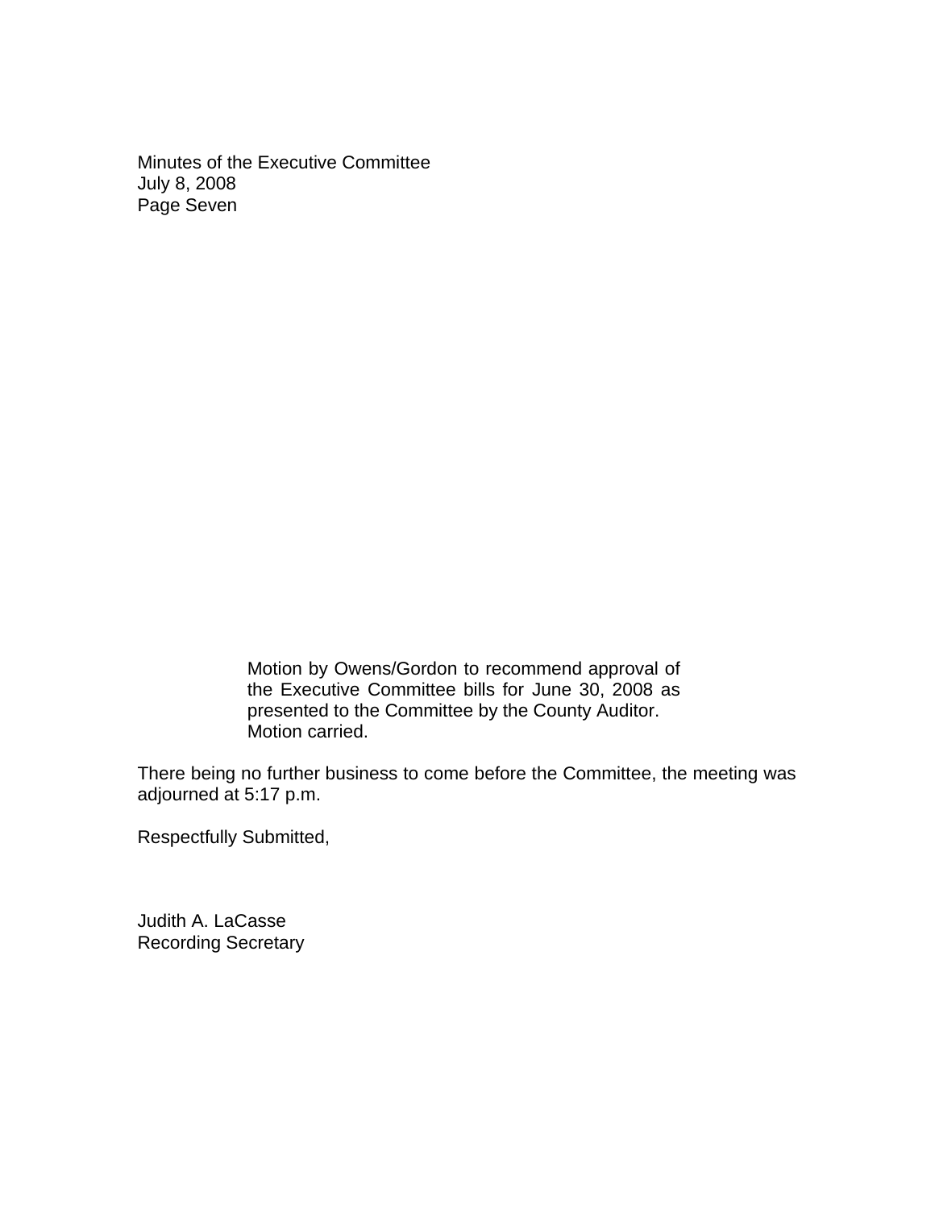Motion by Owens/Gordon to recommend approval of the Executive Committee bills for June 30, 2008 as presented to the Committee by the County Auditor. Motion carried.

There being no further business to come before the Committee, the meeting was adjourned at 5:17 p.m.

Respectfully Submitted,

Judith A. LaCasse
Recording Secretary